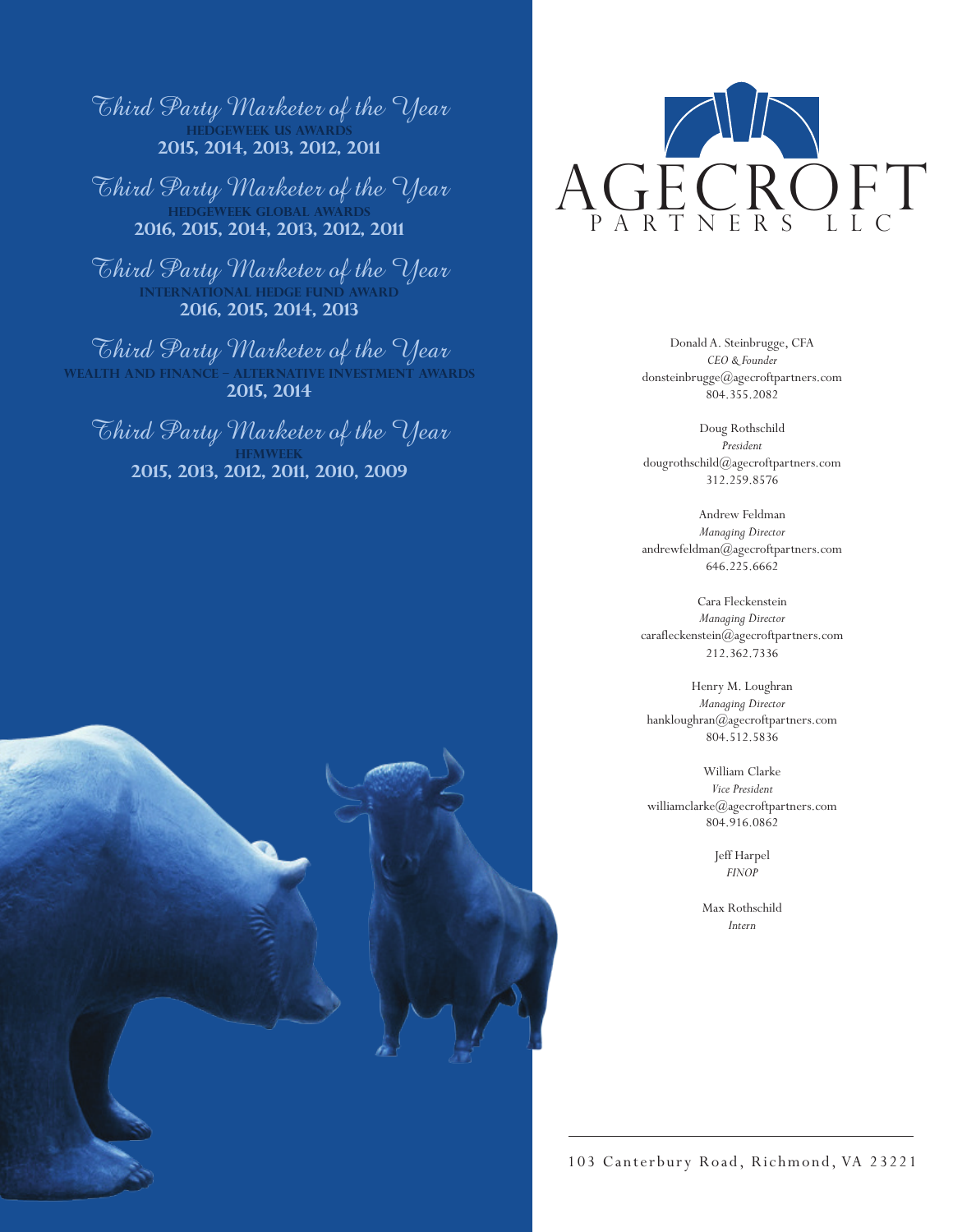Third Party Marketer of the Year
**HEDGEWEEK US AWARDS**
**2015, 2014, 2013, 2012, 2011**

Third Party Marketer of the Year
**HEDGEWEEK GLOBAL AWARDS**
**2016, 2015, 2014, 2013, 2012, 2011**

Third Party Marketer of the Year
**INTERNATIONAL HEDGE FUND AWARD**
**2016, 2015, 2014, 2013**

Third Party Marketer of the Year
**WEALTH AND FINANCE – ALTERNATIVE INVESTMENT AWARDS**
**2015, 2014**

Third Party Marketer of the Year
**HFMWEEK**
**2015, 2013, 2012, 2011, 2010, 2009**

# AGECROFT PARTNERS LLC

Donald A. Steinbrugge, CFA
*CEO & Founder*
donsteinbrugge@agecroftpartners.com
804.355.2082

Doug Rothschild
*President*
dougrothschild@agecroftpartners.com
312.259.8576

Andrew Feldman
*Managing Director*
andrewfeldman@agecroftpartners.com
646.225.6662

Cara Fleckenstein
*Managing Director*
carafleckenstein@agecroftpartners.com
212.362.7336

Henry M. Loughran
*Managing Director*
hankloughran@agecroftpartners.com
804.512.5836

William Clarke
*Vice President*
williamclarke@agecroftpartners.com
804.916.0862

Jeff Harpel
*FINOP*

Max Rothschild
*Intern*

103 Canterbury Road, Richmond, VA 23221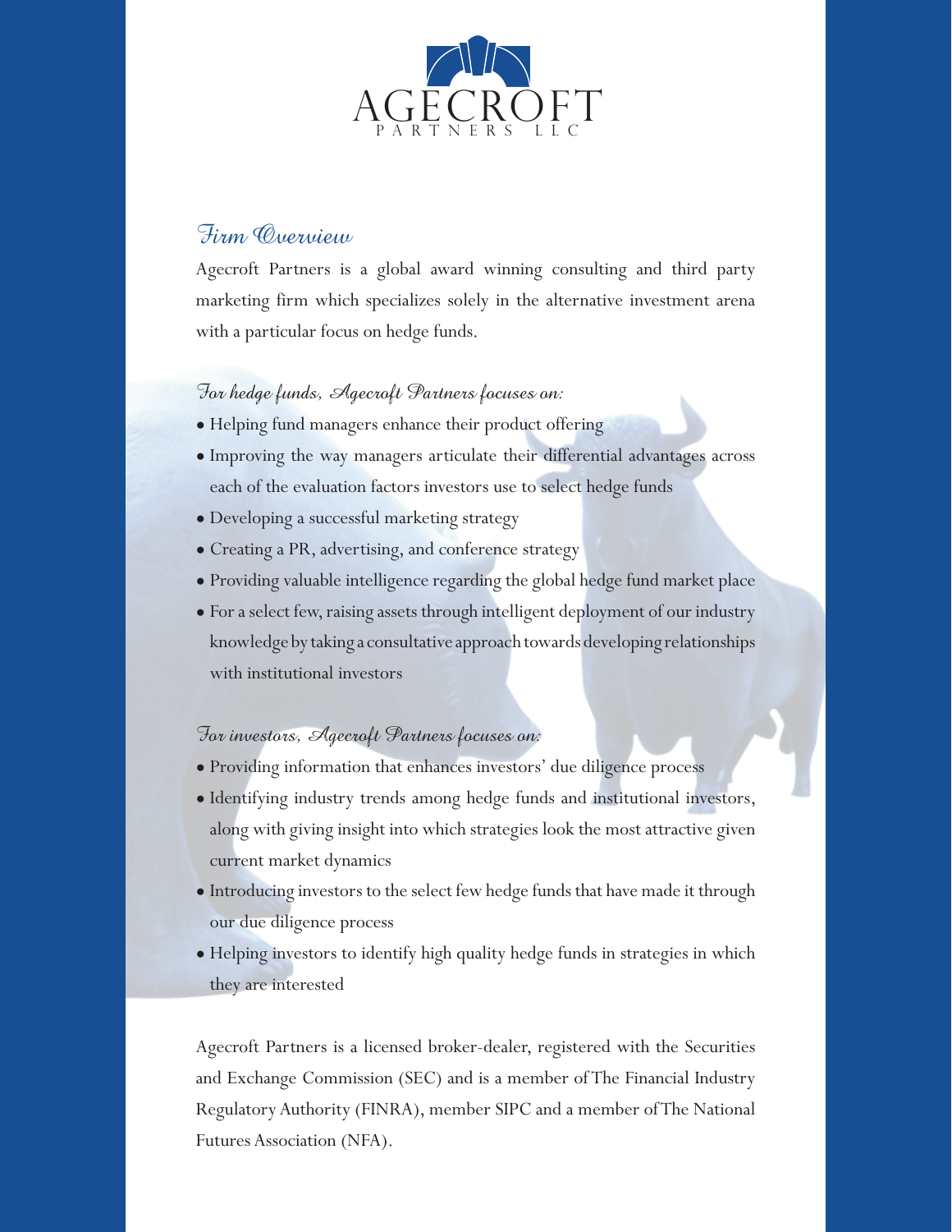# AGECROFT
PARTNERS LLC

## Firm Overview

Agecroft Partners is a global award winning consulting and third party marketing firm which specializes solely in the alternative investment arena with a particular focus on hedge funds.

### For hedge funds, Agecroft Partners focuses on:

- Helping fund managers enhance their product offering
- Improving the way managers articulate their differential advantages across each of the evaluation factors investors use to select hedge funds
- Developing a successful marketing strategy
- Creating a PR, advertising, and conference strategy
- Providing valuable intelligence regarding the global hedge fund market place
- For a select few, raising assets through intelligent deployment of our industry knowledge by taking a consultative approach towards developing relationships with institutional investors

### For investors, Agecroft Partners focuses on:

- Providing information that enhances investors' due diligence process
- Identifying industry trends among hedge funds and institutional investors, along with giving insight into which strategies look the most attractive given current market dynamics
- Introducing investors to the select few hedge funds that have made it through our due diligence process
- Helping investors to identify high quality hedge funds in strategies in which they are interested

Agecroft Partners is a licensed broker-dealer, registered with the Securities and Exchange Commission (SEC) and is a member of The Financial Industry Regulatory Authority (FINRA), member SIPC and a member of The National Futures Association (NFA).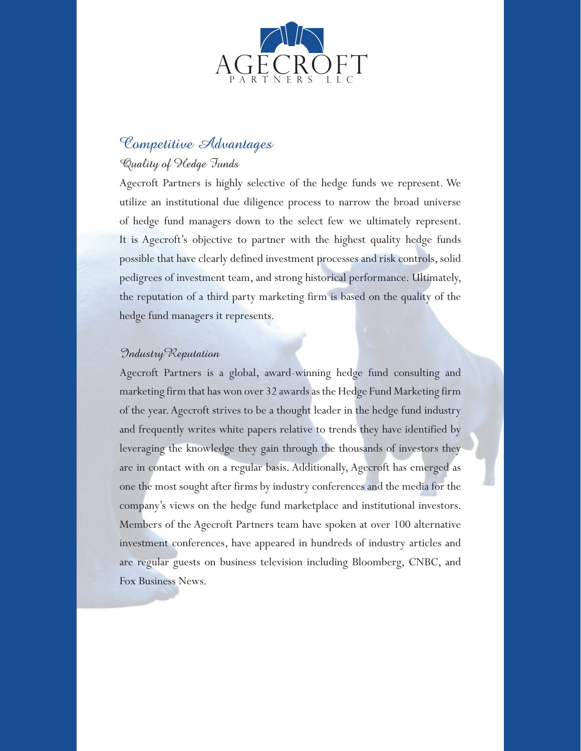AGECROFT PARTNERS LLC

# Competitive Advantages

## Quality of Hedge Funds

Agecroft Partners is highly selective of the hedge funds we represent. We utilize an institutional due diligence process to narrow the broad universe of hedge fund managers down to the select few we ultimately represent. It is Agecroft's objective to partner with the highest quality hedge funds possible that have clearly defined investment processes and risk controls, solid pedigrees of investment team, and strong historical performance. Ultimately, the reputation of a third party marketing firm is based on the quality of the hedge fund managers it represents.

## Industry Reputation

Agecroft Partners is a global, award-winning hedge fund consulting and marketing firm that has won over 32 awards as the Hedge Fund Marketing firm of the year. Agecroft strives to be a thought leader in the hedge fund industry and frequently writes white papers relative to trends they have identified by leveraging the knowledge they gain through the thousands of investors they are in contact with on a regular basis. Additionally, Agecroft has emerged as one the most sought after firms by industry conferences and the media for the company's views on the hedge fund marketplace and institutional investors. Members of the Agecroft Partners team have spoken at over 100 alternative investment conferences, have appeared in hundreds of industry articles and are regular guests on business television including Bloomberg, CNBC, and Fox Business News.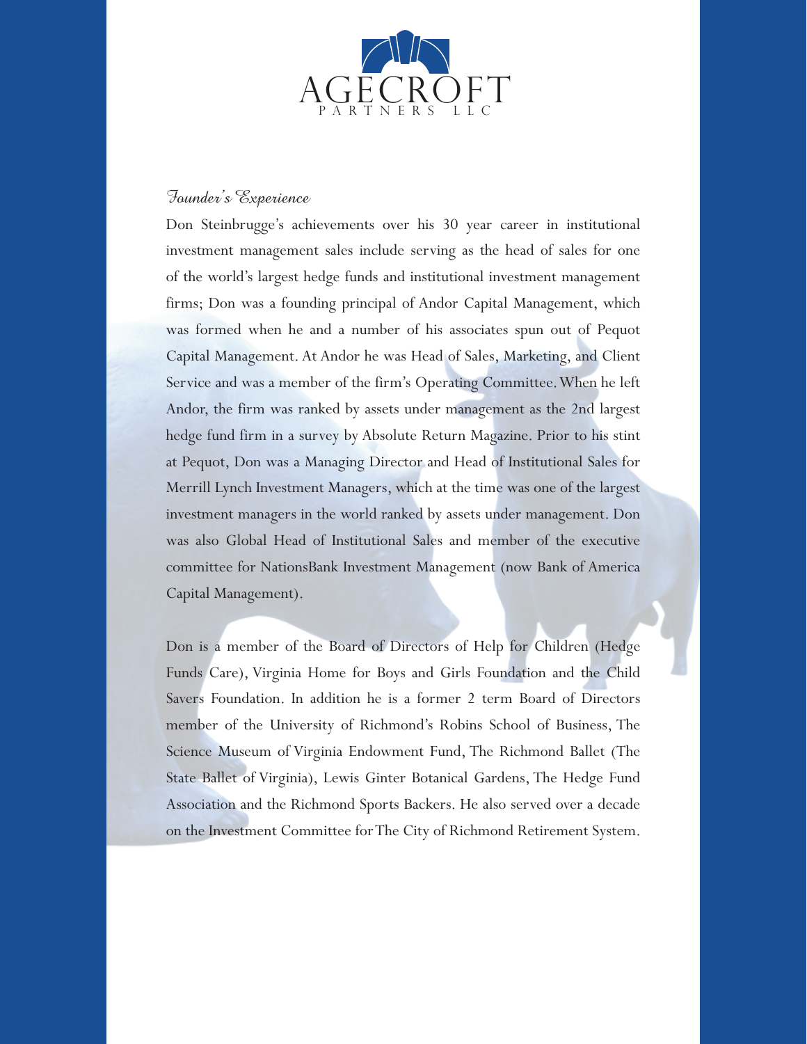# AGECROFT

PARTNERS LLC

## *Founder's Experience*

Don Steinbrugge's achievements over his 30 year career in institutional investment management sales include serving as the head of sales for one of the world's largest hedge funds and institutional investment management firms; Don was a founding principal of Andor Capital Management, which was formed when he and a number of his associates spun out of Pequot Capital Management. At Andor he was Head of Sales, Marketing, and Client Service and was a member of the firm's Operating Committee. When he left Andor, the firm was ranked by assets under management as the 2nd largest hedge fund firm in a survey by Absolute Return Magazine. Prior to his stint at Pequot, Don was a Managing Director and Head of Institutional Sales for Merrill Lynch Investment Managers, which at the time was one of the largest investment managers in the world ranked by assets under management. Don was also Global Head of Institutional Sales and member of the executive committee for NationsBank Investment Management (now Bank of America Capital Management).

Don is a member of the Board of Directors of Help for Children (Hedge Funds Care), Virginia Home for Boys and Girls Foundation and the Child Savers Foundation. In addition he is a former 2 term Board of Directors member of the University of Richmond's Robins School of Business, The Science Museum of Virginia Endowment Fund, The Richmond Ballet (The State Ballet of Virginia), Lewis Ginter Botanical Gardens, The Hedge Fund Association and the Richmond Sports Backers. He also served over a decade on the Investment Committee for The City of Richmond Retirement System.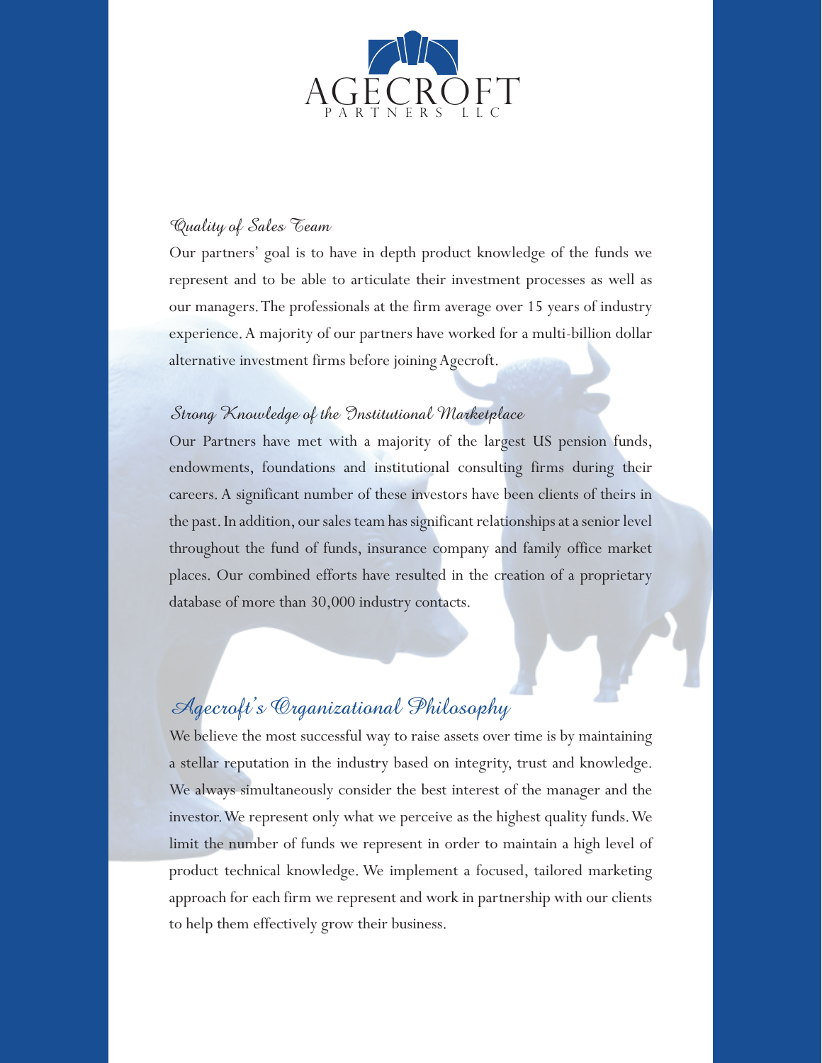# AGECROFT
PARTNERS LLC

### Quality of Sales Team

Our partners' goal is to have in depth product knowledge of the funds we represent and to be able to articulate their investment processes as well as our managers. The professionals at the firm average over 15 years of industry experience. A majority of our partners have worked for a multi-billion dollar alternative investment firms before joining Agecroft.

### Strong Knowledge of the Institutional Marketplace

Our Partners have met with a majority of the largest US pension funds, endowments, foundations and institutional consulting firms during their careers. A significant number of these investors have been clients of theirs in the past. In addition, our sales team has significant relationships at a senior level throughout the fund of funds, insurance company and family office market places. Our combined efforts have resulted in the creation of a proprietary database of more than 30,000 industry contacts.

## Agecroft's Organizational Philosophy

We believe the most successful way to raise assets over time is by maintaining a stellar reputation in the industry based on integrity, trust and knowledge. We always simultaneously consider the best interest of the manager and the investor. We represent only what we perceive as the highest quality funds. We limit the number of funds we represent in order to maintain a high level of product technical knowledge. We implement a focused, tailored marketing approach for each firm we represent and work in partnership with our clients to help them effectively grow their business.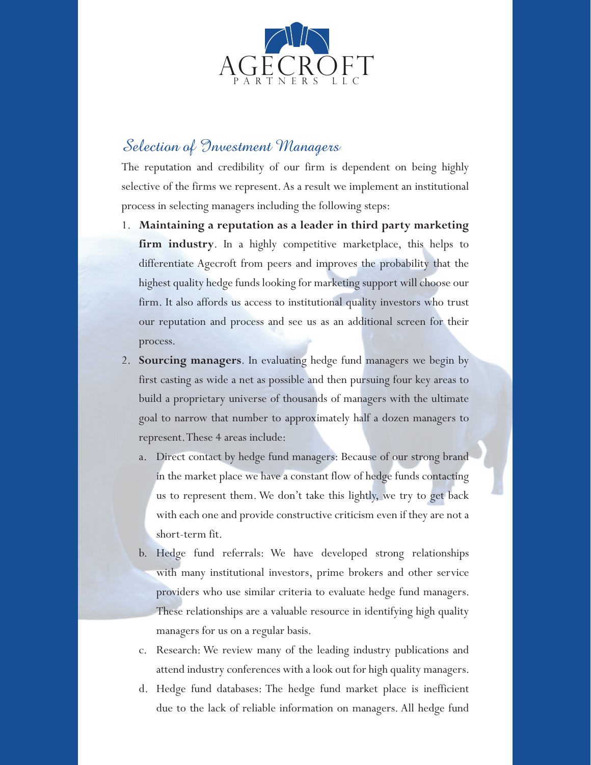## Selection of Investment Managers

The reputation and credibility of our firm is dependent on being highly selective of the firms we represent. As a result we implement an institutional process in selecting managers including the following steps:

1. **Maintaining a reputation as a leader in third party marketing firm industry**. In a highly competitive marketplace, this helps to differentiate Agecroft from peers and improves the probability that the highest quality hedge funds looking for marketing support will choose our firm. It also affords us access to institutional quality investors who trust our reputation and process and see us as an additional screen for their process.
2. **Sourcing managers**. In evaluating hedge fund managers we begin by first casting as wide a net as possible and then pursuing four key areas to build a proprietary universe of thousands of managers with the ultimate goal to narrow that number to approximately half a dozen managers to represent. These 4 areas include:
   a. Direct contact by hedge fund managers: Because of our strong brand in the market place we have a constant flow of hedge funds contacting us to represent them. We don't take this lightly, we try to get back with each one and provide constructive criticism even if they are not a short-term fit.
   b. Hedge fund referrals: We have developed strong relationships with many institutional investors, prime brokers and other service providers who use similar criteria to evaluate hedge fund managers. These relationships are a valuable resource in identifying high quality managers for us on a regular basis.
   c. Research: We review many of the leading industry publications and attend industry conferences with a look out for high quality managers.
   d. Hedge fund databases: The hedge fund market place is inefficient due to the lack of reliable information on managers. All hedge fund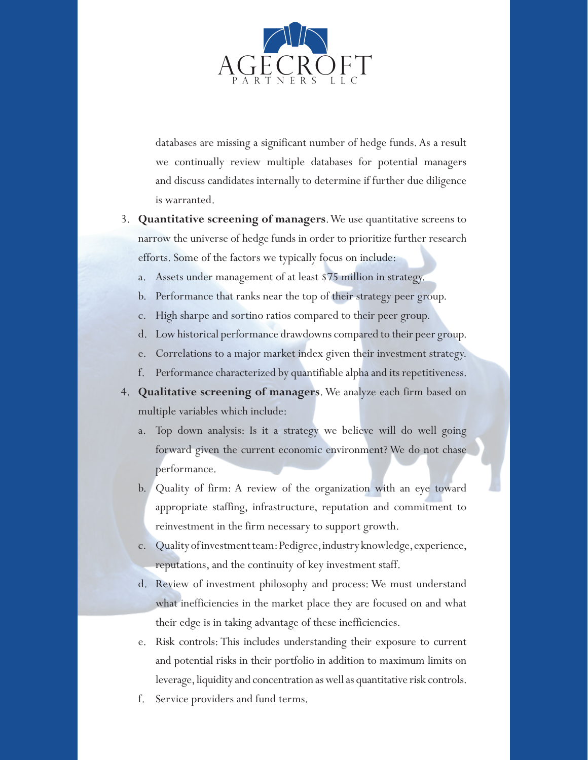databases are missing a significant number of hedge funds. As a result we continually review multiple databases for potential managers and discuss candidates internally to determine if further due diligence is warranted.

3. **Quantitative screening of managers**. We use quantitative screens to narrow the universe of hedge funds in order to prioritize further research efforts. Some of the factors we typically focus on include:
   a. Assets under management of at least $75 million in strategy.
   b. Performance that ranks near the top of their strategy peer group.
   c. High sharpe and sortino ratios compared to their peer group.
   d. Low historical performance drawdowns compared to their peer group.
   e. Correlations to a major market index given their investment strategy.
   f. Performance characterized by quantifiable alpha and its repetitiveness.
4. **Qualitative screening of managers**. We analyze each firm based on multiple variables which include:
   a. Top down analysis: Is it a strategy we believe will do well going forward given the current economic environment? We do not chase performance.
   b. Quality of firm: A review of the organization with an eye toward appropriate staffing, infrastructure, reputation and commitment to reinvestment in the firm necessary to support growth.
   c. Quality of investment team: Pedigree, industry knowledge, experience, reputations, and the continuity of key investment staff.
   d. Review of investment philosophy and process: We must understand what inefficiencies in the market place they are focused on and what their edge is in taking advantage of these inefficiencies.
   e. Risk controls: This includes understanding their exposure to current and potential risks in their portfolio in addition to maximum limits on leverage, liquidity and concentration as well as quantitative risk controls.
   f. Service providers and fund terms.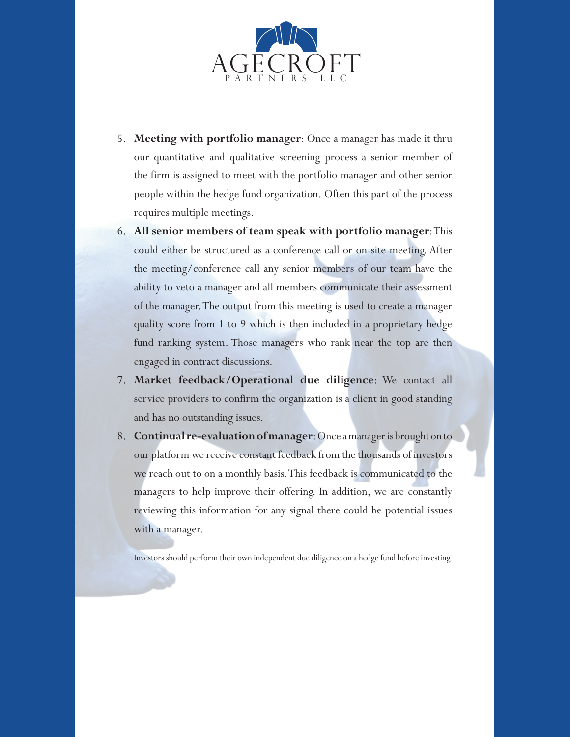5. **Meeting with portfolio manager**: Once a manager has made it thru our quantitative and qualitative screening process a senior member of the firm is assigned to meet with the portfolio manager and other senior people within the hedge fund organization. Often this part of the process requires multiple meetings.
6. **All senior members of team speak with portfolio manager**: This could either be structured as a conference call or on-site meeting. After the meeting/conference call any senior members of our team have the ability to veto a manager and all members communicate their assessment of the manager. The output from this meeting is used to create a manager quality score from 1 to 9 which is then included in a proprietary hedge fund ranking system. Those managers who rank near the top are then engaged in contract discussions.
7. **Market feedback/Operational due diligence**: We contact all service providers to confirm the organization is a client in good standing and has no outstanding issues.
8. **Continual re-evaluation of manager**: Once a manager is brought on to our platform we receive constant feedback from the thousands of investors we reach out to on a monthly basis. This feedback is communicated to the managers to help improve their offering. In addition, we are constantly reviewing this information for any signal there could be potential issues with a manager.

Investors should perform their own independent due diligence on a hedge fund before investing.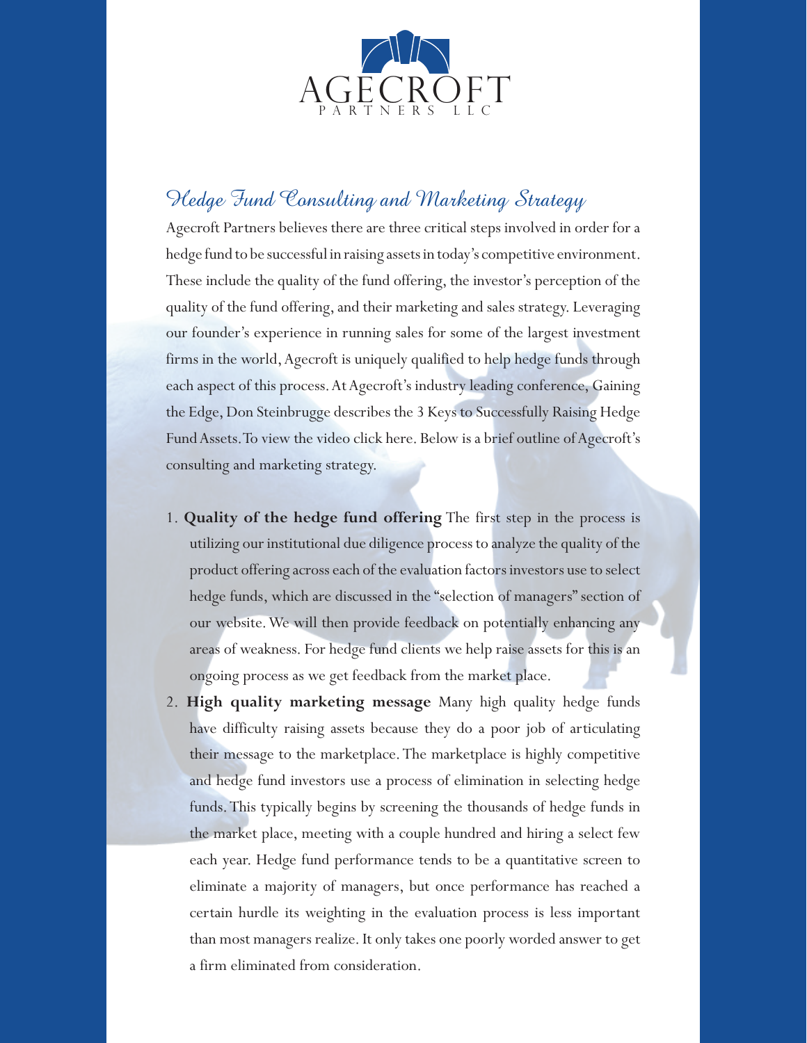# Hedge Fund Consulting and Marketing Strategy

Agecroft Partners believes there are three critical steps involved in order for a hedge fund to be successful in raising assets in today's competitive environment. These include the quality of the fund offering, the investor's perception of the quality of the fund offering, and their marketing and sales strategy. Leveraging our founder's experience in running sales for some of the largest investment firms in the world, Agecroft is uniquely qualified to help hedge funds through each aspect of this process. At Agecroft's industry leading conference, Gaining the Edge, Don Steinbrugge describes the 3 Keys to Successfully Raising Hedge Fund Assets. To view the video click here. Below is a brief outline of Agecroft's consulting and marketing strategy.

1. **Quality of the hedge fund offering** The first step in the process is utilizing our institutional due diligence process to analyze the quality of the product offering across each of the evaluation factors investors use to select hedge funds, which are discussed in the "selection of managers" section of our website. We will then provide feedback on potentially enhancing any areas of weakness. For hedge fund clients we help raise assets for this is an ongoing process as we get feedback from the market place.
2. **High quality marketing message** Many high quality hedge funds have difficulty raising assets because they do a poor job of articulating their message to the marketplace. The marketplace is highly competitive and hedge fund investors use a process of elimination in selecting hedge funds. This typically begins by screening the thousands of hedge funds in the market place, meeting with a couple hundred and hiring a select few each year. Hedge fund performance tends to be a quantitative screen to eliminate a majority of managers, but once performance has reached a certain hurdle its weighting in the evaluation process is less important than most managers realize. It only takes one poorly worded answer to get a firm eliminated from consideration.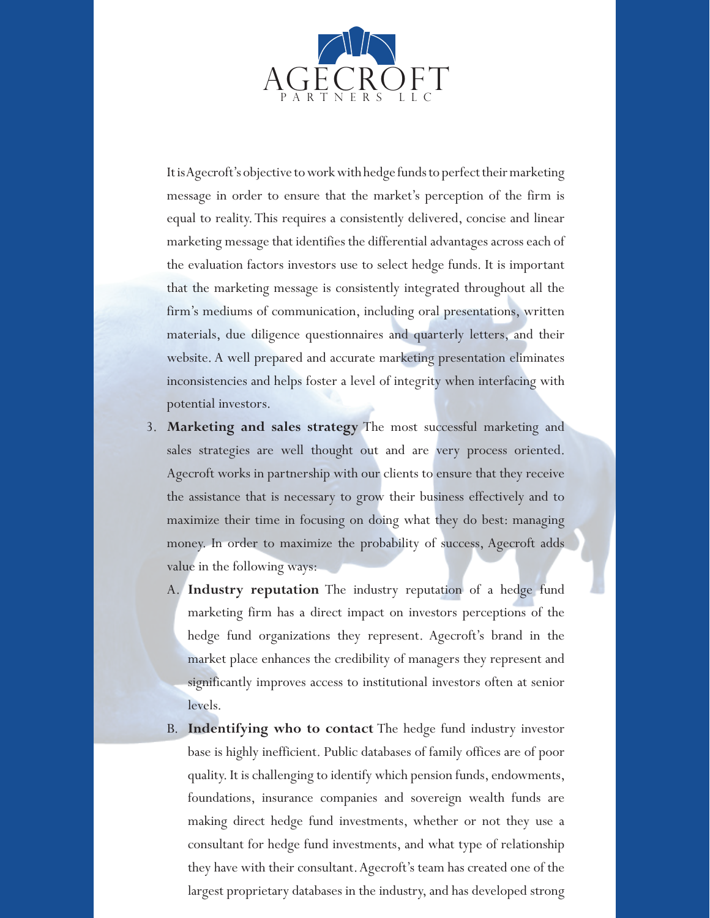It is Agecroft's objective to work with hedge funds to perfect their marketing message in order to ensure that the market's perception of the firm is equal to reality. This requires a consistently delivered, concise and linear marketing message that identifies the differential advantages across each of the evaluation factors investors use to select hedge funds. It is important that the marketing message is consistently integrated throughout all the firm's mediums of communication, including oral presentations, written materials, due diligence questionnaires and quarterly letters, and their website. A well prepared and accurate marketing presentation eliminates inconsistencies and helps foster a level of integrity when interfacing with potential investors.

3. **Marketing and sales strategy** The most successful marketing and sales strategies are well thought out and are very process oriented. Agecroft works in partnership with our clients to ensure that they receive the assistance that is necessary to grow their business effectively and to maximize their time in focusing on doing what they do best: managing money. In order to maximize the probability of success, Agecroft adds value in the following ways:

   A. **Industry reputation** The industry reputation of a hedge fund marketing firm has a direct impact on investors perceptions of the hedge fund organizations they represent. Agecroft's brand in the market place enhances the credibility of managers they represent and significantly improves access to institutional investors often at senior levels.

   B. **Indentifying who to contact** The hedge fund industry investor base is highly inefficient. Public databases of family offices are of poor quality. It is challenging to identify which pension funds, endowments, foundations, insurance companies and sovereign wealth funds are making direct hedge fund investments, whether or not they use a consultant for hedge fund investments, and what type of relationship they have with their consultant. Agecroft's team has created one of the largest proprietary databases in the industry, and has developed strong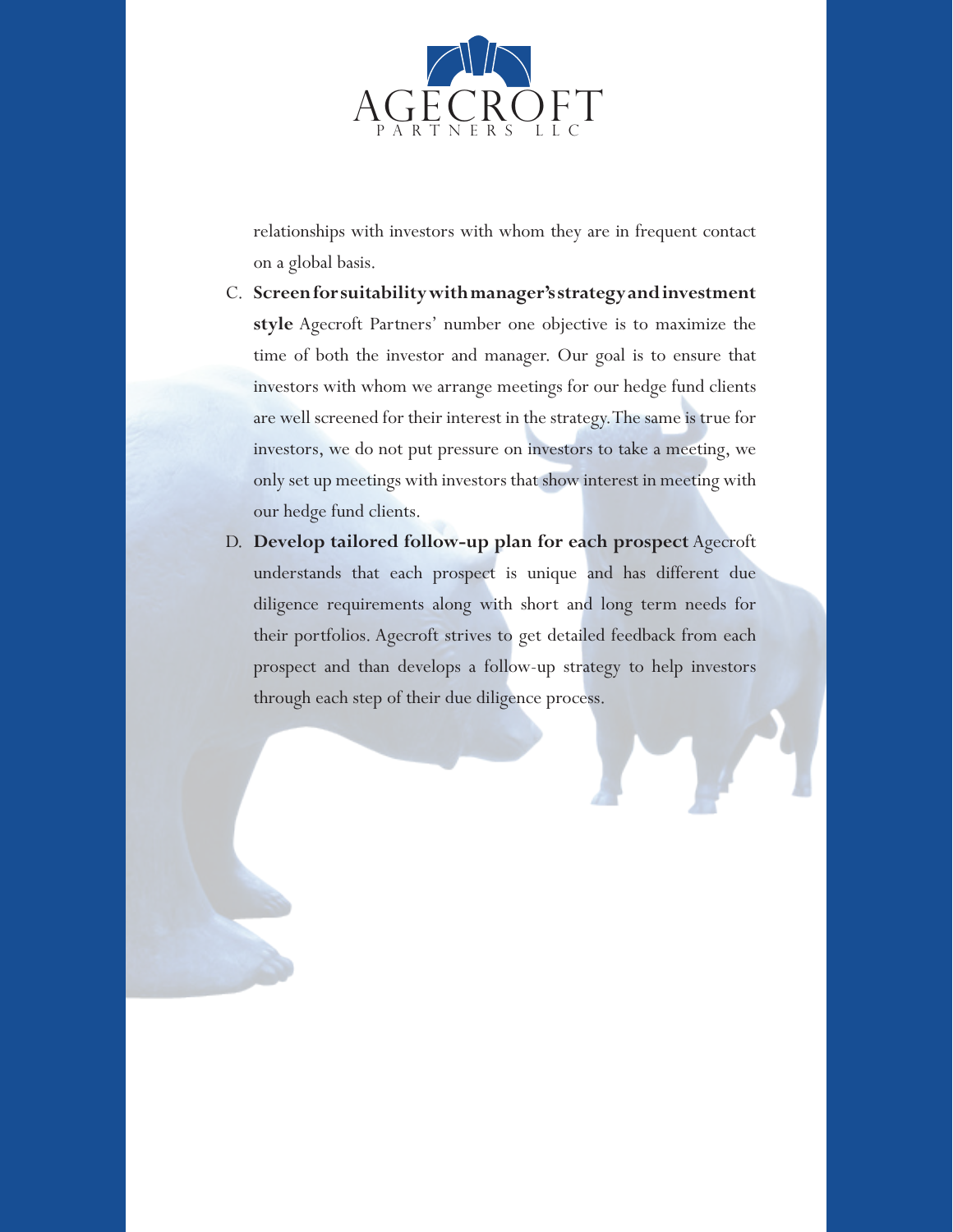relationships with investors with whom they are in frequent contact on a global basis.

C. **Screen for suitability with manager's strategy and investment style** Agecroft Partners' number one objective is to maximize the time of both the investor and manager. Our goal is to ensure that investors with whom we arrange meetings for our hedge fund clients are well screened for their interest in the strategy. The same is true for investors, we do not put pressure on investors to take a meeting, we only set up meetings with investors that show interest in meeting with our hedge fund clients.

D. **Develop tailored follow-up plan for each prospect** Agecroft understands that each prospect is unique and has different due diligence requirements along with short and long term needs for their portfolios. Agecroft strives to get detailed feedback from each prospect and than develops a follow-up strategy to help investors through each step of their due diligence process.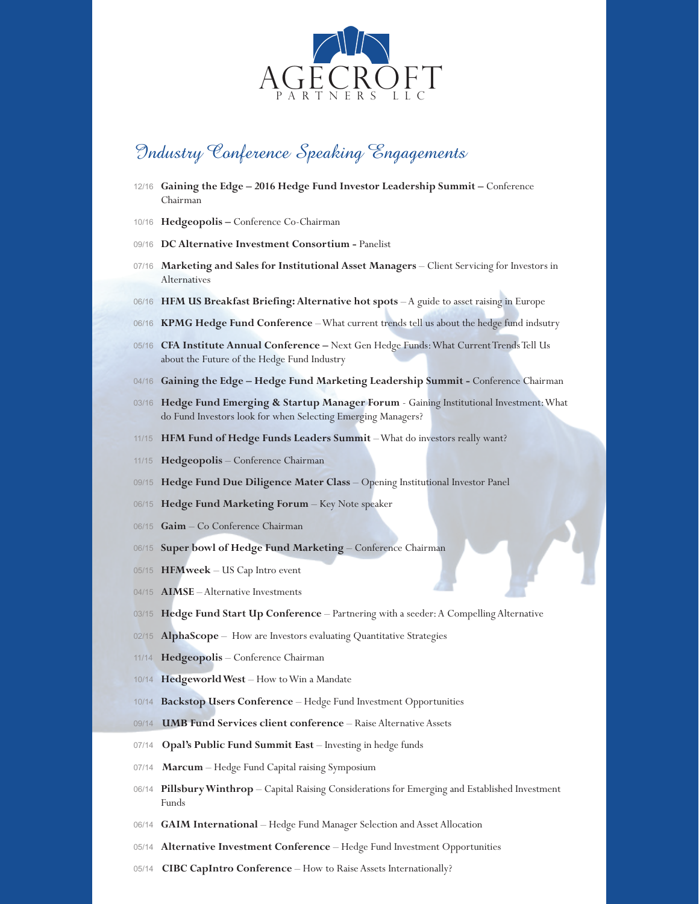AGECROFT
PARTNERS LLC

# *Industry Conference Speaking Engagements*

- 12/16 **Gaining the Edge – 2016 Hedge Fund Investor Leadership Summit –** Conference Chairman
- 10/16 **Hedgeopolis –** Conference Co-Chairman
- 09/16 **DC Alternative Investment Consortium -** Panelist
- 07/16 **Marketing and Sales for Institutional Asset Managers** – Client Servicing for Investors in Alternatives
- 06/16 **HFM US Breakfast Briefing: Alternative hot spots** – A guide to asset raising in Europe
- 06/16 **KPMG Hedge Fund Conference** – What current trends tell us about the hedge fund indsutry
- 05/16 **CFA Institute Annual Conference –** Next Gen Hedge Funds: What Current Trends Tell Us about the Future of the Hedge Fund Industry
- 04/16 **Gaining the Edge – Hedge Fund Marketing Leadership Summit -** Conference Chairman
- 03/16 **Hedge Fund Emerging & Startup Manager Forum** - Gaining Institutional Investment: What do Fund Investors look for when Selecting Emerging Managers?
- 11/15 **HFM Fund of Hedge Funds Leaders Summit** – What do investors really want?
- 11/15 **Hedgeopolis** – Conference Chairman
- 09/15 **Hedge Fund Due Diligence Mater Class** – Opening Institutional Investor Panel
- 06/15 **Hedge Fund Marketing Forum** – Key Note speaker
- 06/15 **Gaim** – Co Conference Chairman
- 06/15 **Super bowl of Hedge Fund Marketing** – Conference Chairman
- 05/15 **HFMweek** – US Cap Intro event
- 04/15 **AIMSE** – Alternative Investments
- 03/15 **Hedge Fund Start Up Conference** – Partnering with a seeder: A Compelling Alternative
- 02/15 **AlphaScope** – How are Investors evaluating Quantitative Strategies
- 11/14 **Hedgeopolis** – Conference Chairman
- 10/14 **Hedgeworld West** – How to Win a Mandate
- 10/14 **Backstop Users Conference** – Hedge Fund Investment Opportunities
- 09/14 **UMB Fund Services client conference** – Raise Alternative Assets
- 07/14 **Opal's Public Fund Summit East** – Investing in hedge funds
- 07/14 **Marcum** – Hedge Fund Capital raising Symposium
- 06/14 **Pillsbury Winthrop** – Capital Raising Considerations for Emerging and Established Investment Funds
- 06/14 **GAIM International** – Hedge Fund Manager Selection and Asset Allocation
- 05/14 **Alternative Investment Conference** – Hedge Fund Investment Opportunities
- 05/14 **CIBC CapIntro Conference** – How to Raise Assets Internationally?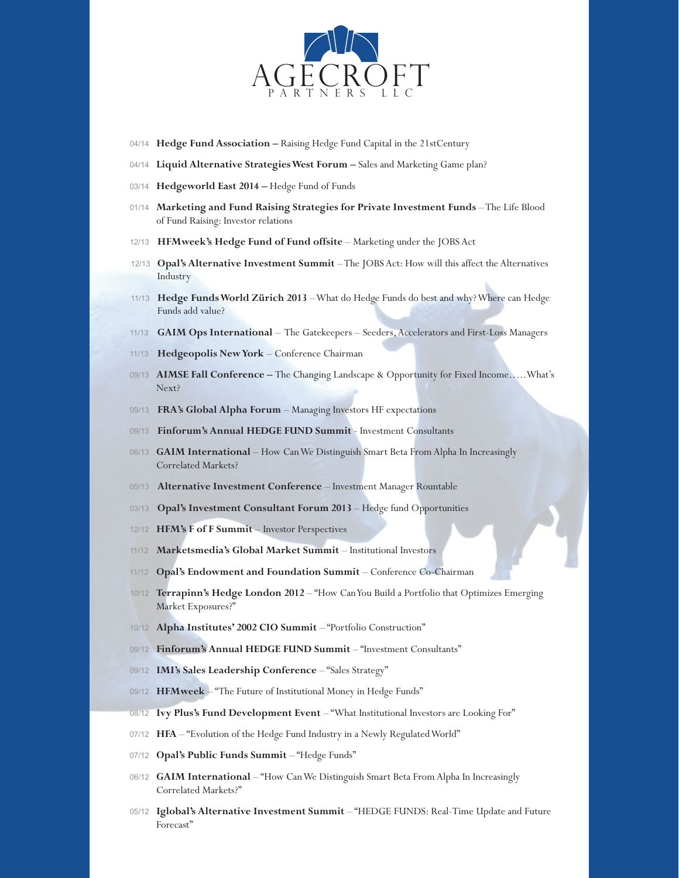# AGECROFT PARTNERS LLC

- 04/14 **Hedge Fund Association –** Raising Hedge Fund Capital in the 21stCentury
- 04/14 **Liquid Alternative Strategies West Forum –** Sales and Marketing Game plan?
- 03/14 **Hedgeworld East 2014 –** Hedge Fund of Funds
- 01/14 **Marketing and Fund Raising Strategies for Private Investment Funds** – The Life Blood of Fund Raising: Investor relations
- 12/13 **HFMweek's Hedge Fund of Fund offsite** – Marketing under the JOBS Act
- 12/13 **Opal's Alternative Investment Summit** – The JOBS Act: How will this affect the Alternatives Industry
- 11/13 **Hedge Funds World Zürich 2013** – What do Hedge Funds do best and why? Where can Hedge Funds add value?
- 11/13 **GAIM Ops International** – The Gatekeepers – Seeders, Accelerators and First-Loss Managers
- 11/13 **Hedgeopolis New York** – Conference Chairman
- 09/13 **AIMSE Fall Conference –** The Changing Landscape & Opportunity for Fixed Income…..What's Next?
- 09/13 **FRA's Global Alpha Forum** – Managing Investors HF expectations
- 09/13 **Finforum's Annual HEDGE FUND Summit** - Investment Consultants
- 06/13 **GAIM International** – How Can We Distinguish Smart Beta From Alpha In Increasingly Correlated Markets?
- 05/13 **Alternative Investment Conference** – Investment Manager Rountable
- 03/13 **Opal's Investment Consultant Forum 2013** – Hedge fund Opportunities
- 12/12 **HFM's F of F Summit** – Investor Perspectives
- 11/12 **Marketsmedia's Global Market Summit** – Institutional Investors
- 11/12 **Opal's Endowment and Foundation Summit** – Conference Co-Chairman
- 10/12 **Terrapinn's Hedge London 2012** – "How Can You Build a Portfolio that Optimizes Emerging Market Exposures?"
- 10/12 **Alpha Institutes' 2002 CIO Summit** – "Portfolio Construction"
- 09/12 **Finforum's Annual HEDGE FUND Summit** – "Investment Consultants"
- 09/12 **IMI's Sales Leadership Conference** – "Sales Strategy"
- 09/12 **HFMweek** – "The Future of Institutional Money in Hedge Funds"
- 08/12 **Ivy Plus's Fund Development Event** – "What Institutional Investors are Looking For"
- 07/12 **HFA** – "Evolution of the Hedge Fund Industry in a Newly Regulated World"
- 07/12 **Opal's Public Funds Summit** – "Hedge Funds"
- 06/12 **GAIM International** – "How Can We Distinguish Smart Beta From Alpha In Increasingly Correlated Markets?"
- 05/12 **Iglobal's Alternative Investment Summit** – "HEDGE FUNDS: Real-Time Update and Future Forecast"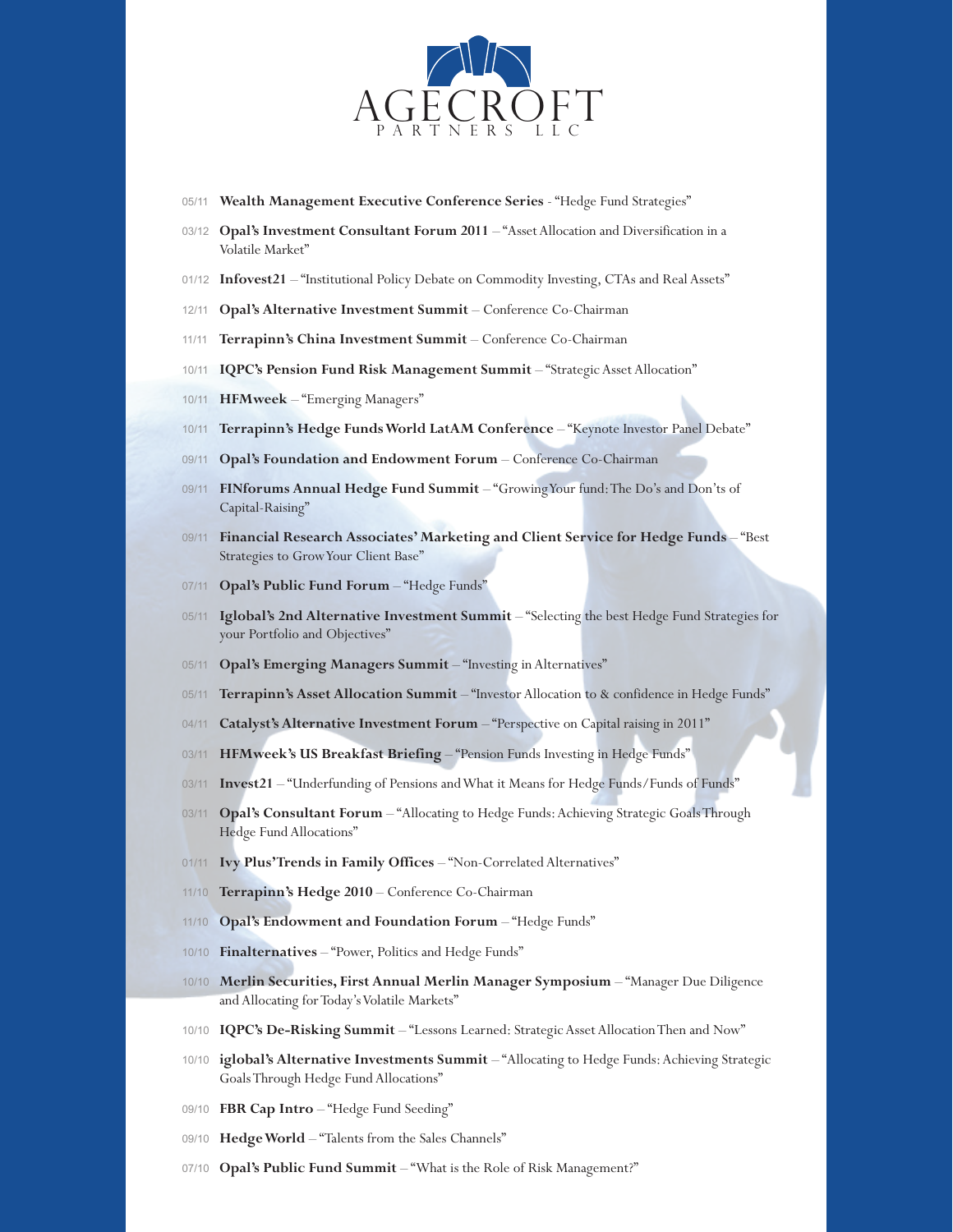# AGECROFT

PARTNERS LLC

- 05/11 **Wealth Management Executive Conference Series** - "Hedge Fund Strategies"
- 03/12 **Opal's Investment Consultant Forum 2011** – "Asset Allocation and Diversification in a Volatile Market"
- 01/12 **Infovest21** – "Institutional Policy Debate on Commodity Investing, CTAs and Real Assets"
- 12/11 **Opal's Alternative Investment Summit** – Conference Co-Chairman
- 11/11 **Terrapinn's China Investment Summit** – Conference Co-Chairman
- 10/11 **IQPC's Pension Fund Risk Management Summit** – "Strategic Asset Allocation"
- 10/11 **HFMweek** – "Emerging Managers"
- 10/11 **Terrapinn's Hedge Funds World LatAM Conference** – "Keynote Investor Panel Debate"
- 09/11 **Opal's Foundation and Endowment Forum** – Conference Co-Chairman
- 09/11 **FINforums Annual Hedge Fund Summit** – "Growing Your fund: The Do's and Don'ts of Capital-Raising"
- 09/11 **Financial Research Associates' Marketing and Client Service for Hedge Funds** – "Best Strategies to Grow Your Client Base"
- 07/11 **Opal's Public Fund Forum** – "Hedge Funds"
- 05/11 **Iglobal's 2nd Alternative Investment Summit** – "Selecting the best Hedge Fund Strategies for your Portfolio and Objectives"
- 05/11 **Opal's Emerging Managers Summit** – "Investing in Alternatives"
- 05/11 **Terrapinn's Asset Allocation Summit** – "Investor Allocation to & confidence in Hedge Funds"
- 04/11 **Catalyst's Alternative Investment Forum** – "Perspective on Capital raising in 2011"
- 03/11 **HFMweek's US Breakfast Briefing** – "Pension Funds Investing in Hedge Funds"
- 03/11 **Invest21** – "Underfunding of Pensions and What it Means for Hedge Funds/Funds of Funds"
- 03/11 **Opal's Consultant Forum** – "Allocating to Hedge Funds: Achieving Strategic Goals Through Hedge Fund Allocations"
- 01/11 **Ivy Plus' Trends in Family Offices** – "Non-Correlated Alternatives"
- 11/10 **Terrapinn's Hedge 2010** – Conference Co-Chairman
- 11/10 **Opal's Endowment and Foundation Forum** – "Hedge Funds"
- 10/10 **Finalternatives** – "Power, Politics and Hedge Funds"
- 10/10 **Merlin Securities, First Annual Merlin Manager Symposium** – "Manager Due Diligence and Allocating for Today's Volatile Markets"
- 10/10 **IQPC's De-Risking Summit** – "Lessons Learned: Strategic Asset Allocation Then and Now"
- 10/10 **iglobal's Alternative Investments Summit** – "Allocating to Hedge Funds: Achieving Strategic Goals Through Hedge Fund Allocations"
- 09/10 **FBR Cap Intro** – "Hedge Fund Seeding"
- 09/10 **Hedge World** – "Talents from the Sales Channels"
- 07/10 **Opal's Public Fund Summit** – "What is the Role of Risk Management?"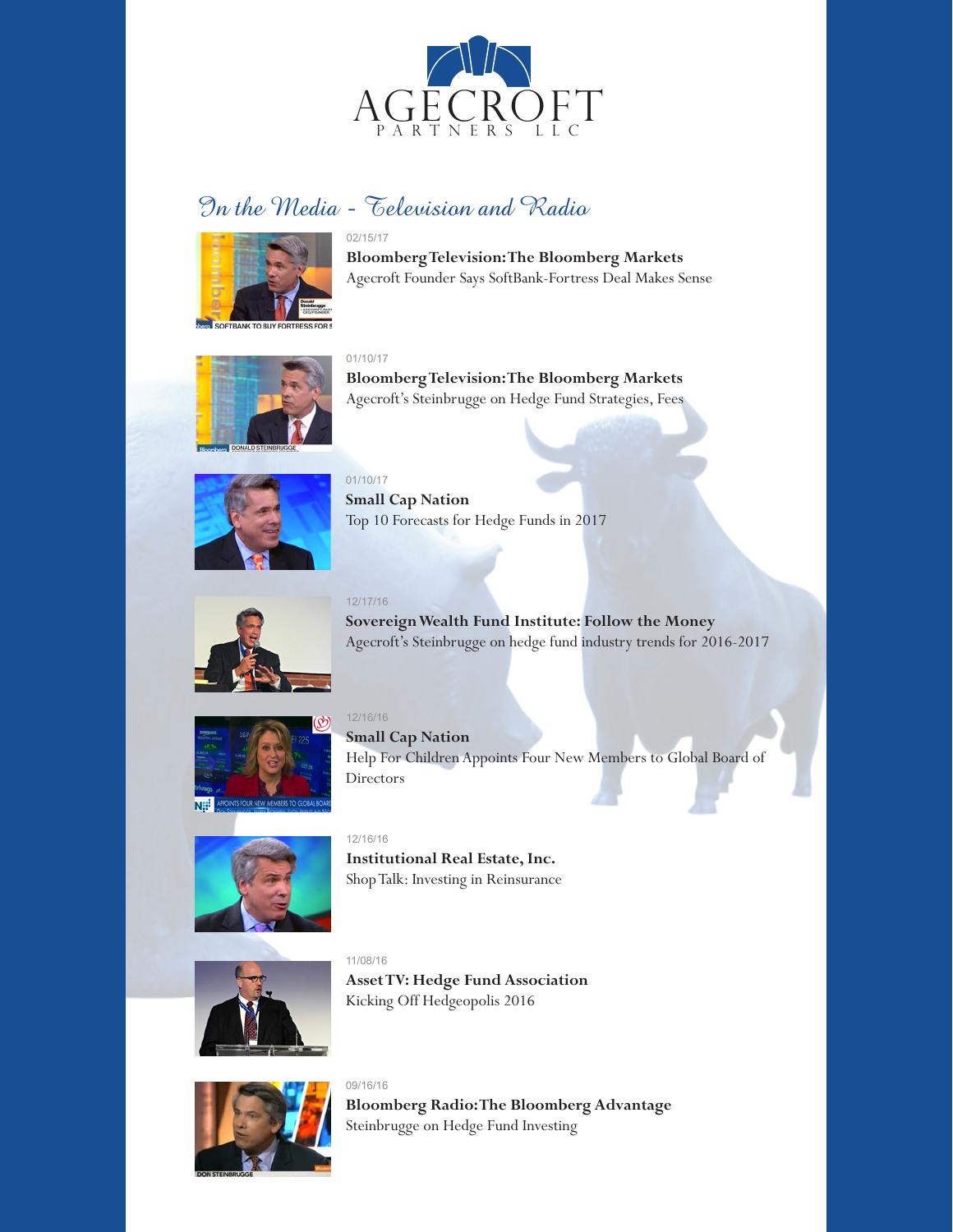# AGECROFT
PARTNERS LLC

## In the Media - Television and Radio

02/15/17

**Bloomberg Television: The Bloomberg Markets**
Agecroft Founder Says SoftBank-Fortress Deal Makes Sense

01/10/17

**Bloomberg Television: The Bloomberg Markets**
Agecroft's Steinbrugge on Hedge Fund Strategies, Fees

01/10/17

**Small Cap Nation**
Top 10 Forecasts for Hedge Funds in 2017

12/17/16

**Sovereign Wealth Fund Institute: Follow the Money**
Agecroft's Steinbrugge on hedge fund industry trends for 2016-2017

12/16/16

**Small Cap Nation**
Help For Children Appoints Four New Members to Global Board of Directors

12/16/16

**Institutional Real Estate, Inc.**
Shop Talk: Investing in Reinsurance

11/08/16

**Asset TV: Hedge Fund Association**
Kicking Off Hedgeopolis 2016

09/16/16

**Bloomberg Radio: The Bloomberg Advantage**
Steinbrugge on Hedge Fund Investing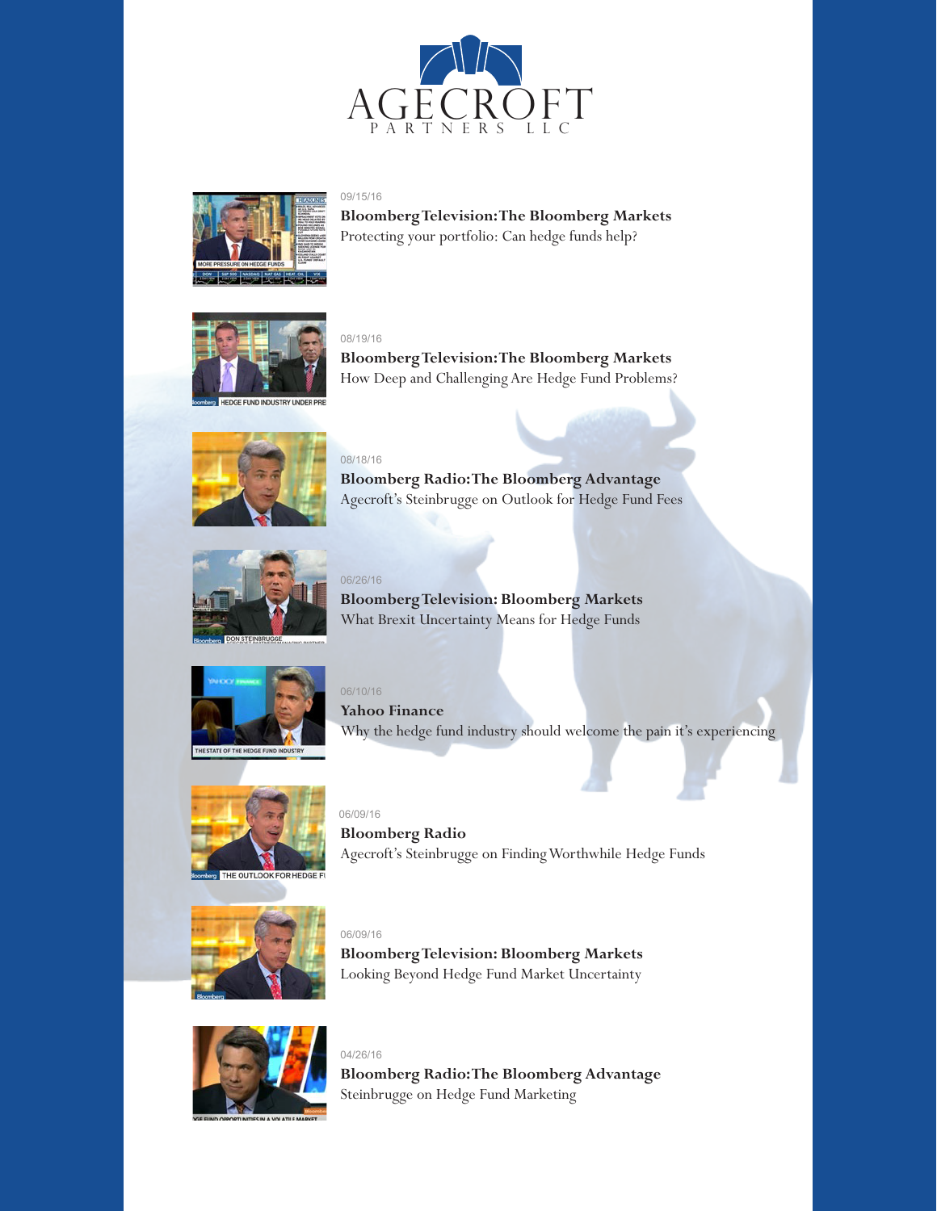# AGECROFT PARTNERS LLC

09/15/16

**Bloomberg Television: The Bloomberg Markets**

Protecting your portfolio: Can hedge funds help?

08/19/16

**Bloomberg Television: The Bloomberg Markets**

How Deep and Challenging Are Hedge Fund Problems?

08/18/16

**Bloomberg Radio: The Bloomberg Advantage**

Agecroft's Steinbrugge on Outlook for Hedge Fund Fees

06/26/16

**Bloomberg Television: Bloomberg Markets**

What Brexit Uncertainty Means for Hedge Funds

06/10/16

**Yahoo Finance**

Why the hedge fund industry should welcome the pain it's experiencing

06/09/16

**Bloomberg Radio**

Agecroft's Steinbrugge on Finding Worthwhile Hedge Funds

06/09/16

**Bloomberg Television: Bloomberg Markets**

Looking Beyond Hedge Fund Market Uncertainty

04/26/16

**Bloomberg Radio: The Bloomberg Advantage**

Steinbrugge on Hedge Fund Marketing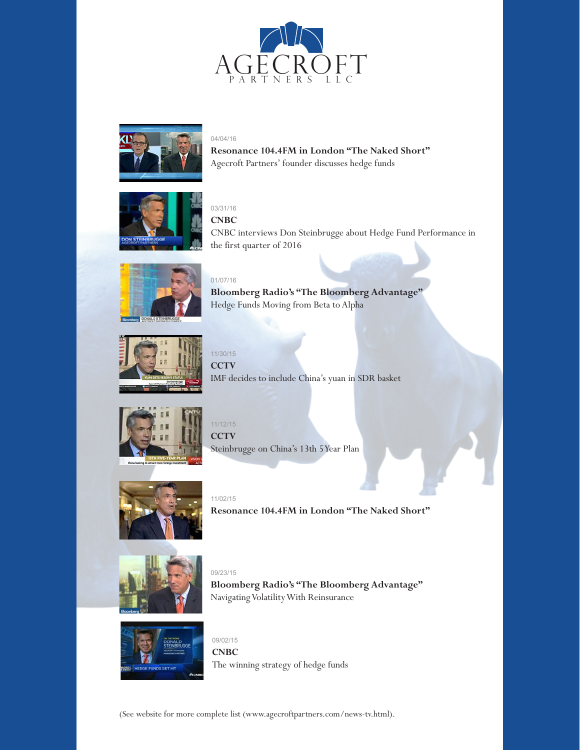AGECROFT PARTNERS LLC

04/04/16

**Resonance 104.4FM in London "The Naked Short"**

Agecroft Partners' founder discusses hedge funds

03/31/16

**CNBC**

CNBC interviews Don Steinbrugge about Hedge Fund Performance in the first quarter of 2016

01/07/16

**Bloomberg Radio's "The Bloomberg Advantage"**

Hedge Funds Moving from Beta to Alpha

11/30/15

**CCTV**

IMF decides to include China's yuan in SDR basket

11/12/15

**CCTV**

Steinbrugge on China's 13th 5 Year Plan

11/02/15

**Resonance 104.4FM in London "The Naked Short"**

09/23/15

**Bloomberg Radio's "The Bloomberg Advantage"**

Navigating Volatility With Reinsurance

09/02/15

**CNBC**

The winning strategy of hedge funds

(See website for more complete list (www.agecroftpartners.com/news-tv.html).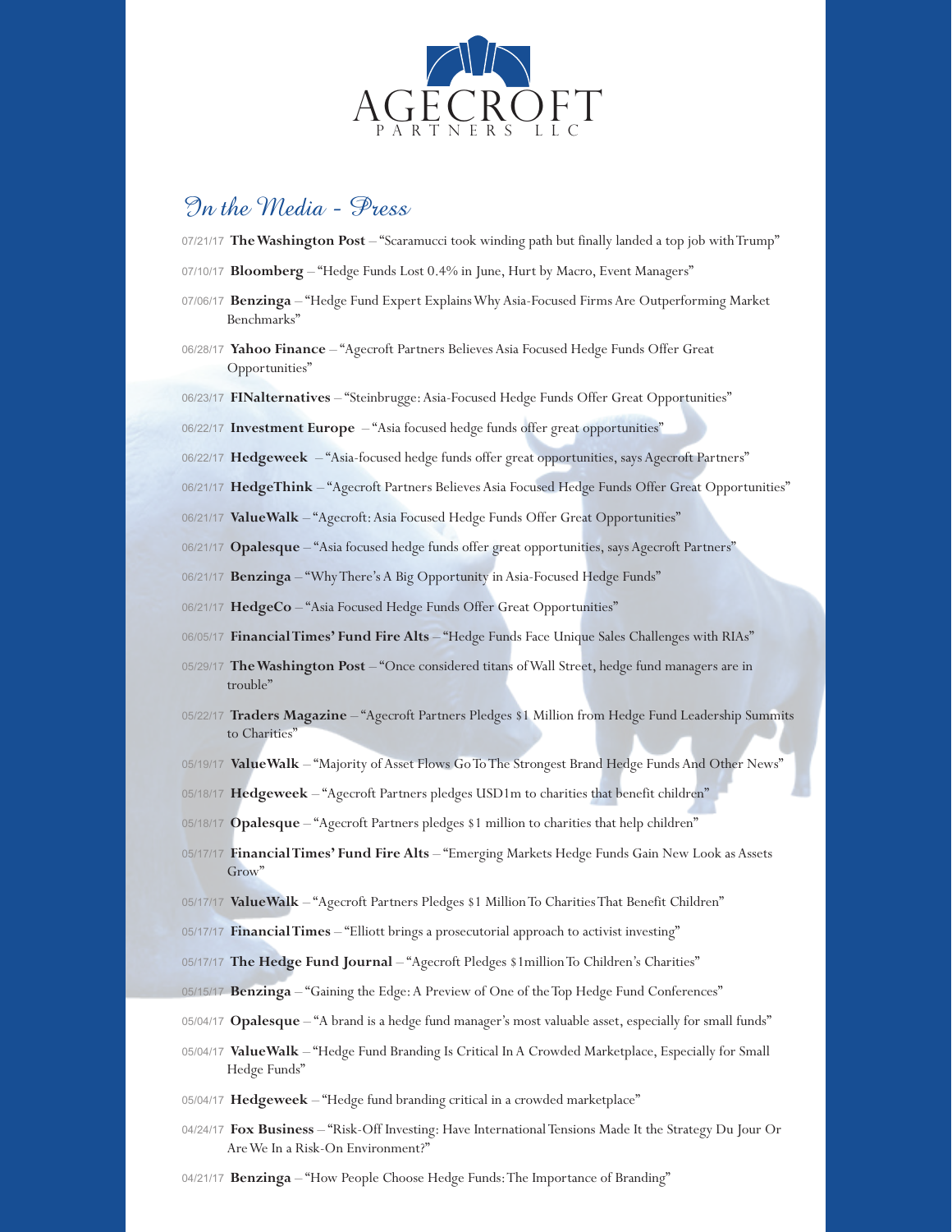AGECROFT PARTNERS LLC

## In the Media - Press

07/21/17 **The Washington Post** – "Scaramucci took winding path but finally landed a top job with Trump"

07/10/17 **Bloomberg** – "Hedge Funds Lost 0.4% in June, Hurt by Macro, Event Managers"

07/06/17 **Benzinga** – "Hedge Fund Expert Explains Why Asia-Focused Firms Are Outperforming Market Benchmarks"

06/28/17 **Yahoo Finance** – "Agecroft Partners Believes Asia Focused Hedge Funds Offer Great Opportunities"

06/23/17 **FINalternatives** – "Steinbrugge: Asia-Focused Hedge Funds Offer Great Opportunities"

06/22/17 **Investment Europe** – "Asia focused hedge funds offer great opportunities"

06/22/17 **Hedgeweek** – "Asia-focused hedge funds offer great opportunities, says Agecroft Partners"

06/21/17 **HedgeThink** – "Agecroft Partners Believes Asia Focused Hedge Funds Offer Great Opportunities"

06/21/17 **ValueWalk** – "Agecroft: Asia Focused Hedge Funds Offer Great Opportunities"

06/21/17 **Opalesque** – "Asia focused hedge funds offer great opportunities, says Agecroft Partners"

06/21/17 **Benzinga** – "Why There's A Big Opportunity in Asia-Focused Hedge Funds"

06/21/17 **HedgeCo** – "Asia Focused Hedge Funds Offer Great Opportunities"

06/05/17 **Financial Times' Fund Fire Alts** – "Hedge Funds Face Unique Sales Challenges with RIAs"

05/29/17 **The Washington Post** – "Once considered titans of Wall Street, hedge fund managers are in trouble"

05/22/17 **Traders Magazine** – "Agecroft Partners Pledges $1 Million from Hedge Fund Leadership Summits to Charities"

05/19/17 **ValueWalk** – "Majority of Asset Flows Go To The Strongest Brand Hedge Funds And Other News"

05/18/17 **Hedgeweek** – "Agecroft Partners pledges USD1m to charities that benefit children"

05/18/17 **Opalesque** – "Agecroft Partners pledges $1 million to charities that help children"

05/17/17 **Financial Times' Fund Fire Alts** – "Emerging Markets Hedge Funds Gain New Look as Assets Grow"

05/17/17 **ValueWalk** – "Agecroft Partners Pledges $1 Million To Charities That Benefit Children"

05/17/17 **Financial Times** – "Elliott brings a prosecutorial approach to activist investing"

05/17/17 **The Hedge Fund Journal** – "Agecroft Pledges $1million To Children's Charities"

05/15/17 **Benzinga** – "Gaining the Edge: A Preview of One of the Top Hedge Fund Conferences"

05/04/17 **Opalesque** – "A brand is a hedge fund manager's most valuable asset, especially for small funds"

05/04/17 **ValueWalk** – "Hedge Fund Branding Is Critical In A Crowded Marketplace, Especially for Small Hedge Funds"

05/04/17 **Hedgeweek** – "Hedge fund branding critical in a crowded marketplace"

04/24/17 **Fox Business** – "Risk-Off Investing: Have International Tensions Made It the Strategy Du Jour Or Are We In a Risk-On Environment?"

04/21/17 **Benzinga** – "How People Choose Hedge Funds: The Importance of Branding"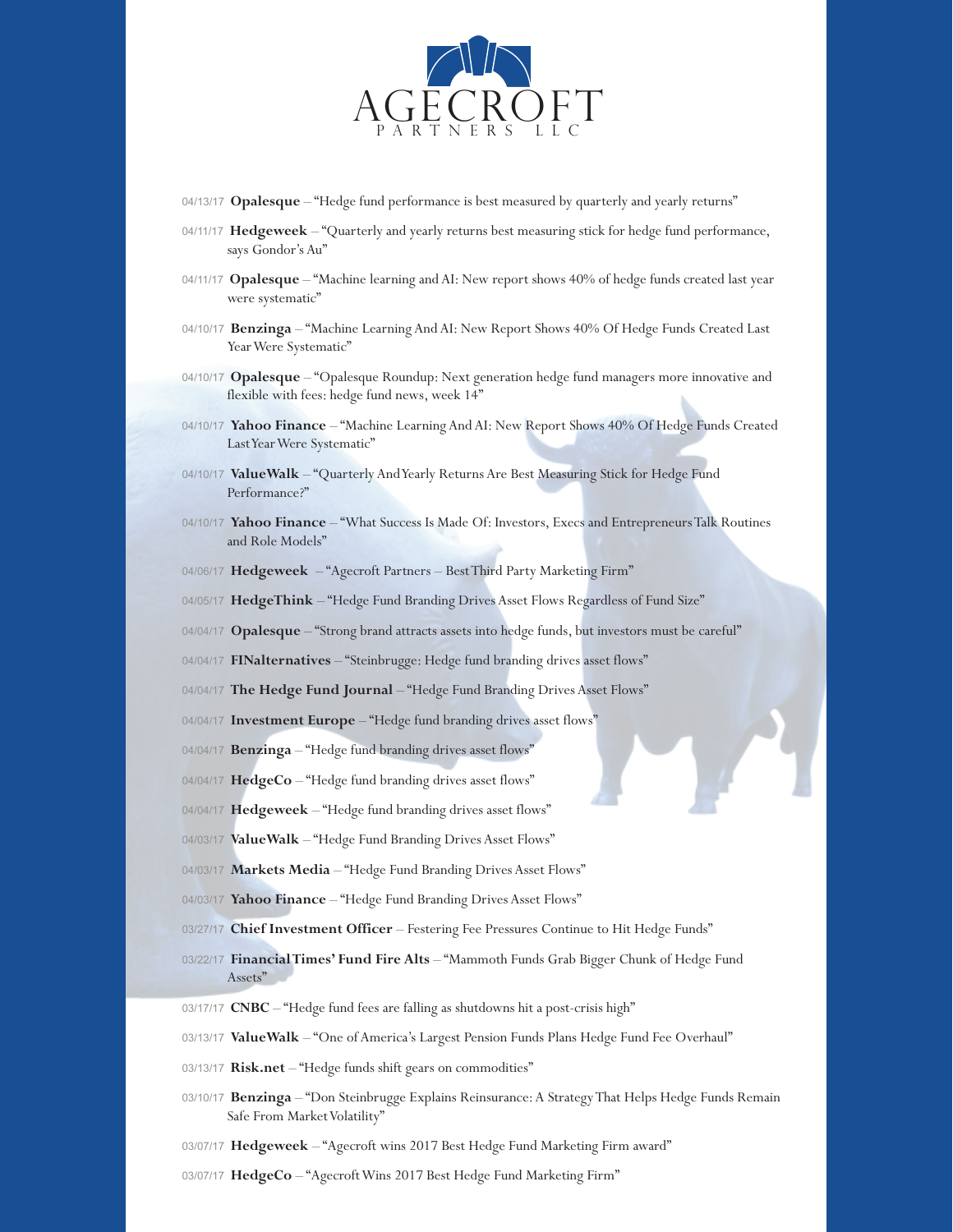# AGECROFT PARTNERS LLC

- 04/13/17 **Opalesque** – "Hedge fund performance is best measured by quarterly and yearly returns"
- 04/11/17 **Hedgeweek** – "Quarterly and yearly returns best measuring stick for hedge fund performance, says Gondor's Au"
- 04/11/17 **Opalesque** – "Machine learning and AI: New report shows 40% of hedge funds created last year were systematic"
- 04/10/17 **Benzinga** – "Machine Learning And AI: New Report Shows 40% Of Hedge Funds Created Last Year Were Systematic"
- 04/10/17 **Opalesque** – "Opalesque Roundup: Next generation hedge fund managers more innovative and flexible with fees: hedge fund news, week 14"
- 04/10/17 **Yahoo Finance** – "Machine Learning And AI: New Report Shows 40% Of Hedge Funds Created Last Year Were Systematic"
- 04/10/17 **ValueWalk** – "Quarterly And Yearly Returns Are Best Measuring Stick for Hedge Fund Performance?"
- 04/10/17 **Yahoo Finance** – "What Success Is Made Of: Investors, Execs and Entrepreneurs Talk Routines and Role Models"
- 04/06/17 **Hedgeweek** – "Agecroft Partners – Best Third Party Marketing Firm"
- 04/05/17 **HedgeThink** – "Hedge Fund Branding Drives Asset Flows Regardless of Fund Size"
- 04/04/17 **Opalesque** – "Strong brand attracts assets into hedge funds, but investors must be careful"
- 04/04/17 **FINalternatives** – "Steinbrugge: Hedge fund branding drives asset flows"
- 04/04/17 **The Hedge Fund Journal** – "Hedge Fund Branding Drives Asset Flows"
- 04/04/17 **Investment Europe** – "Hedge fund branding drives asset flows"
- 04/04/17 **Benzinga** – "Hedge fund branding drives asset flows"
- 04/04/17 **HedgeCo** – "Hedge fund branding drives asset flows"
- 04/04/17 **Hedgeweek** – "Hedge fund branding drives asset flows"
- 04/03/17 **ValueWalk** – "Hedge Fund Branding Drives Asset Flows"
- 04/03/17 **Markets Media** – "Hedge Fund Branding Drives Asset Flows"
- 04/03/17 **Yahoo Finance** – "Hedge Fund Branding Drives Asset Flows"
- 03/27/17 **Chief Investment Officer** – Festering Fee Pressures Continue to Hit Hedge Funds"
- 03/22/17 **Financial Times' Fund Fire Alts** – "Mammoth Funds Grab Bigger Chunk of Hedge Fund Assets"
- 03/17/17 **CNBC** – "Hedge fund fees are falling as shutdowns hit a post-crisis high"
- 03/13/17 **ValueWalk** – "One of America's Largest Pension Funds Plans Hedge Fund Fee Overhaul"
- 03/13/17 **Risk.net** – "Hedge funds shift gears on commodities"
- 03/10/17 **Benzinga** – "Don Steinbrugge Explains Reinsurance: A Strategy That Helps Hedge Funds Remain Safe From Market Volatility"
- 03/07/17 **Hedgeweek** – "Agecroft wins 2017 Best Hedge Fund Marketing Firm award"
- 03/07/17 **HedgeCo** – "Agecroft Wins 2017 Best Hedge Fund Marketing Firm"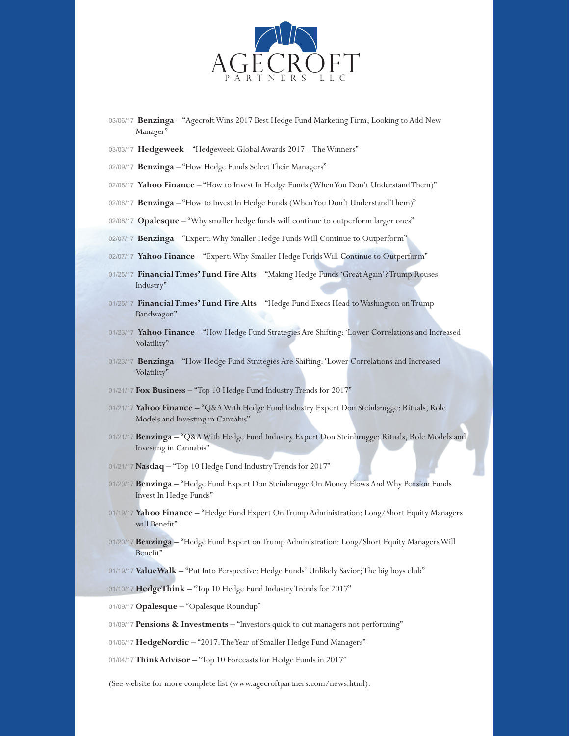AGECROFT PARTNERS LLC

- 03/06/17 **Benzinga** – "Agecroft Wins 2017 Best Hedge Fund Marketing Firm; Looking to Add New Manager"
- 03/03/17 **Hedgeweek** – "Hedgeweek Global Awards 2017 – The Winners"
- 02/09/17 **Benzinga** – "How Hedge Funds Select Their Managers"
- 02/08/17 **Yahoo Finance** – "How to Invest In Hedge Funds (When You Don't Understand Them)"
- 02/08/17 **Benzinga** – "How to Invest In Hedge Funds (When You Don't Understand Them)"
- 02/08/17 **Opalesque** – "Why smaller hedge funds will continue to outperform larger ones"
- 02/07/17 **Benzinga** – "Expert: Why Smaller Hedge Funds Will Continue to Outperform"
- 02/07/17 **Yahoo Finance** – "Expert: Why Smaller Hedge Funds Will Continue to Outperform"
- 01/25/17 **Financial Times' Fund Fire Alts** – "Making Hedge Funds 'Great Again'? Trump Rouses Industry"
- 01/25/17 **Financial Times' Fund Fire Alts** – "Hedge Fund Execs Head to Washington on Trump Bandwagon"
- 01/23/17 **Yahoo Finance** – "How Hedge Fund Strategies Are Shifting: 'Lower Correlations and Increased Volatility"
- 01/23/17 **Benzinga** – "How Hedge Fund Strategies Are Shifting: 'Lower Correlations and Increased Volatility"
- 01/21/17 **Fox Business** – "Top 10 Hedge Fund Industry Trends for 2017"
- 01/21/17 **Yahoo Finance** – "Q&A With Hedge Fund Industry Expert Don Steinbrugge: Rituals, Role Models and Investing in Cannabis"
- 01/21/17 **Benzinga** – "Q&A With Hedge Fund Industry Expert Don Steinbrugge: Rituals, Role Models and Investing in Cannabis"
- 01/21/17 **Nasdaq** – "Top 10 Hedge Fund Industry Trends for 2017"
- 01/20/17 **Benzinga** – "Hedge Fund Expert Don Steinbrugge On Money Flows And Why Pension Funds Invest In Hedge Funds"
- 01/19/17 **Yahoo Finance** – "Hedge Fund Expert On Trump Administration: Long/Short Equity Managers will Benefit"
- 01/20/17 **Benzinga** – "Hedge Fund Expert on Trump Administration: Long/Short Equity Managers Will Benefit"
- 01/19/17 **ValueWalk** – "Put Into Perspective: Hedge Funds' Unlikely Savior; The big boys club"
- 01/10/17 **HedgeThink** – "Top 10 Hedge Fund Industry Trends for 2017"
- 01/09/17 **Opalesque** – "Opalesque Roundup"
- 01/09/17 **Pensions & Investments** – "Investors quick to cut managers not performing"
- 01/06/17 **HedgeNordic** – "2017: The Year of Smaller Hedge Fund Managers"
- 01/04/17 **ThinkAdvisor** – "Top 10 Forecasts for Hedge Funds in 2017"

(See website for more complete list (www.agecroftpartners.com/news.html).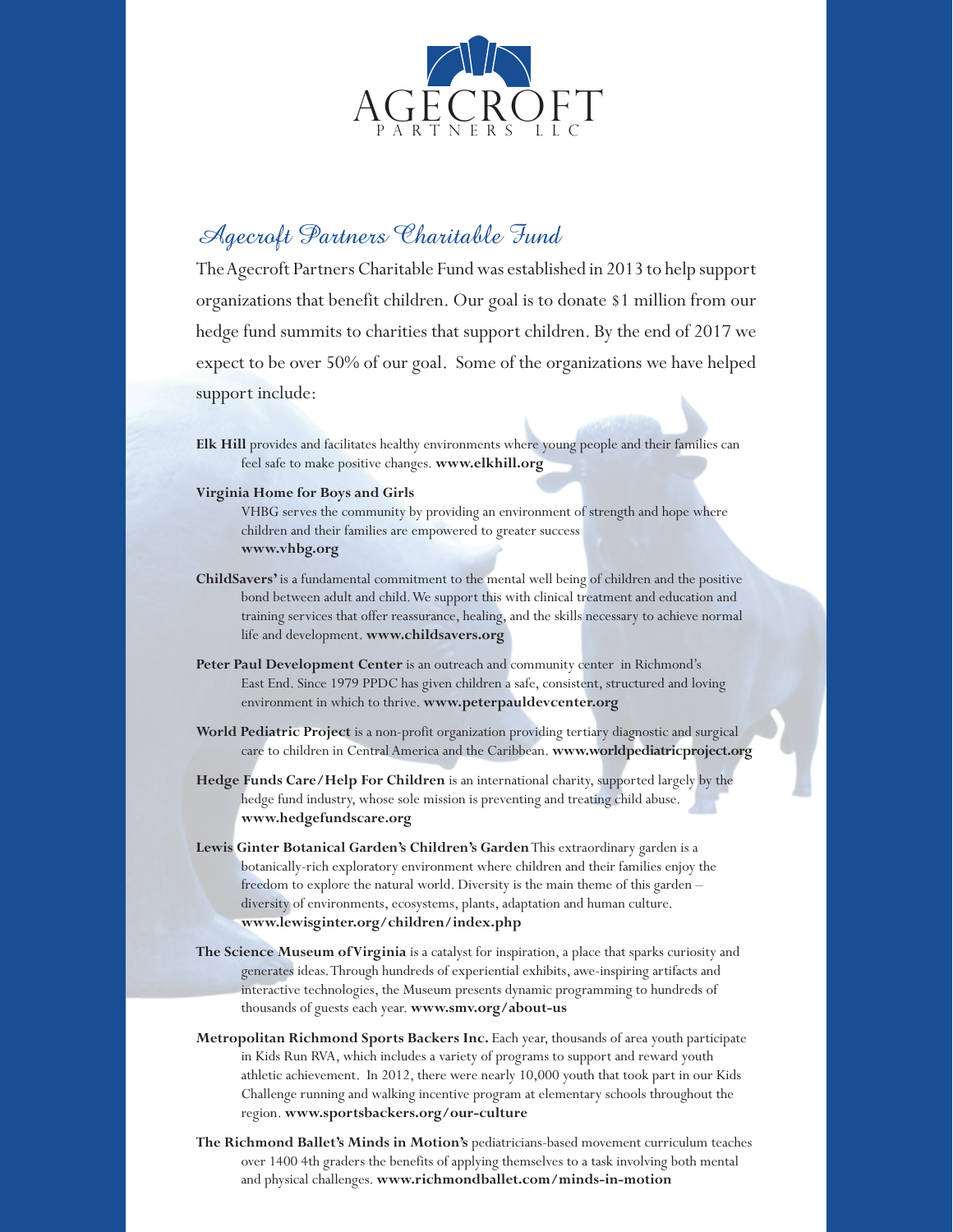# AGECROFT PARTNERS LLC

## Agecroft Partners Charitable Fund

The Agecroft Partners Charitable Fund was established in 2013 to help support organizations that benefit children. Our goal is to donate $1 million from our hedge fund summits to charities that support children. By the end of 2017 we expect to be over 50% of our goal. Some of the organizations we have helped support include:

**Elk Hill** provides and facilitates healthy environments where young people and their families can feel safe to make positive changes. **www.elkhill.org**

**Virginia Home for Boys and Girls**
VHBG serves the community by providing an environment of strength and hope where children and their families are empowered to greater success
**www.vhbg.org**

**ChildSavers'** is a fundamental commitment to the mental well being of children and the positive bond between adult and child. We support this with clinical treatment and education and training services that offer reassurance, healing, and the skills necessary to achieve normal life and development. **www.childsavers.org**

**Peter Paul Development Center** is an outreach and community center in Richmond's East End. Since 1979 PPDC has given children a safe, consistent, structured and loving environment in which to thrive. **www.peterpauldevcenter.org**

**World Pediatric Project** is a non-profit organization providing tertiary diagnostic and surgical care to children in Central America and the Caribbean. **www.worldpediatricproject.org**

**Hedge Funds Care/Help For Children** is an international charity, supported largely by the hedge fund industry, whose sole mission is preventing and treating child abuse.
**www.hedgefundscare.org**

**Lewis Ginter Botanical Garden's Children's Garden** This extraordinary garden is a botanically-rich exploratory environment where children and their families enjoy the freedom to explore the natural world. Diversity is the main theme of this garden – diversity of environments, ecosystems, plants, adaptation and human culture.
**www.lewisginter.org/children/index.php**

**The Science Museum of Virginia** is a catalyst for inspiration, a place that sparks curiosity and generates ideas. Through hundreds of experiential exhibits, awe-inspiring artifacts and interactive technologies, the Museum presents dynamic programming to hundreds of thousands of guests each year. **www.smv.org/about-us**

**Metropolitan Richmond Sports Backers Inc.** Each year, thousands of area youth participate in Kids Run RVA, which includes a variety of programs to support and reward youth athletic achievement. In 2012, there were nearly 10,000 youth that took part in our Kids Challenge running and walking incentive program at elementary schools throughout the region. **www.sportsbackers.org/our-culture**

**The Richmond Ballet's Minds in Motion's** pediatricians-based movement curriculum teaches over 1400 4th graders the benefits of applying themselves to a task involving both mental and physical challenges. **www.richmondballet.com/minds-in-motion**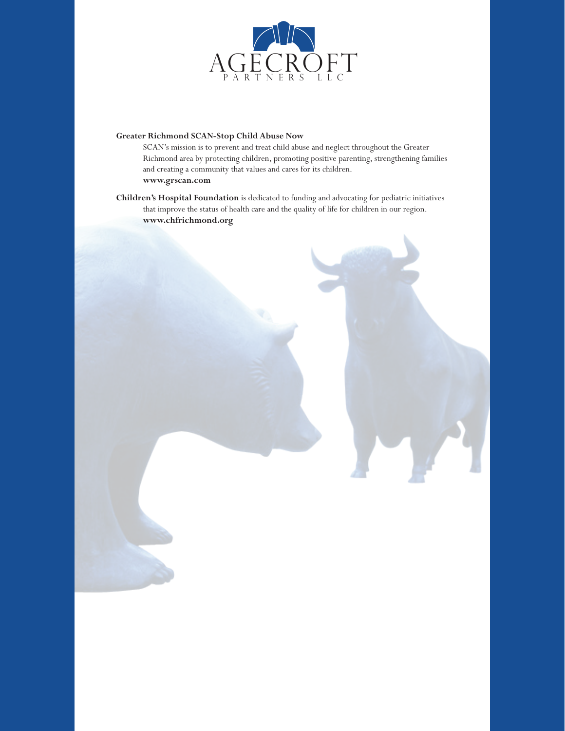AGECROFT
PARTNERS LLC

**Greater Richmond SCAN-Stop Child Abuse Now**

SCAN's mission is to prevent and treat child abuse and neglect throughout the Greater Richmond area by protecting children, promoting positive parenting, strengthening families and creating a community that values and cares for its children.
**www.grscan.com**

**Children's Hospital Foundation** is dedicated to funding and advocating for pediatric initiatives that improve the status of health care and the quality of life for children in our region.
**www.chfrichmond.org**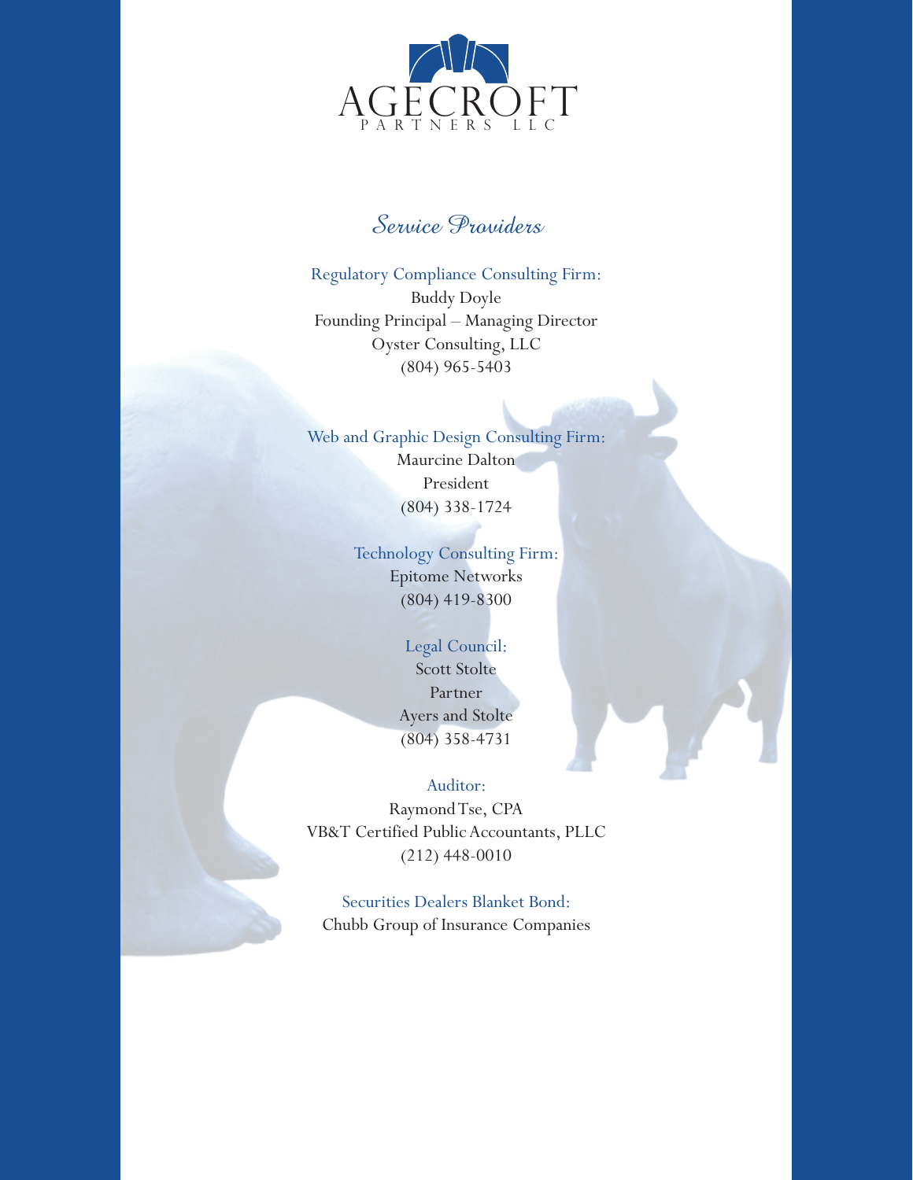AGECROFT
PARTNERS LLC

# Service Providers

Regulatory Compliance Consulting Firm:
Buddy Doyle
Founding Principal – Managing Director
Oyster Consulting, LLC
(804) 965-5403

Web and Graphic Design Consulting Firm:
Maurcine Dalton
President
(804) 338-1724

Technology Consulting Firm:
Epitome Networks
(804) 419-8300

Legal Council:
Scott Stolte
Partner
Ayers and Stolte
(804) 358-4731

Auditor:
Raymond Tse, CPA
VB&T Certified Public Accountants, PLLC
(212) 448-0010

Securities Dealers Blanket Bond:
Chubb Group of Insurance Companies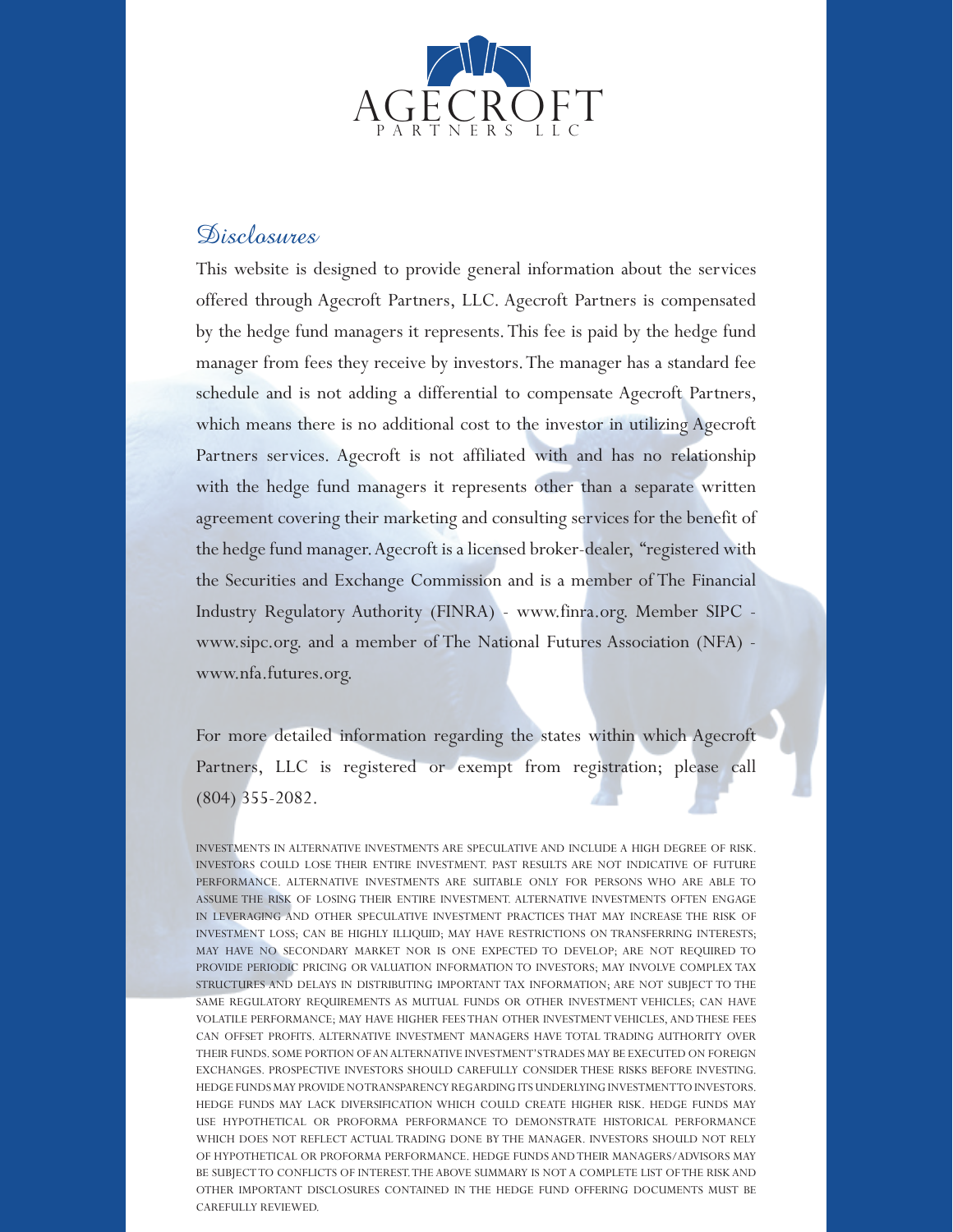AGECROFT
PARTNERS LLC

## Disclosures

This website is designed to provide general information about the services offered through Agecroft Partners, LLC. Agecroft Partners is compensated by the hedge fund managers it represents. This fee is paid by the hedge fund manager from fees they receive by investors. The manager has a standard fee schedule and is not adding a differential to compensate Agecroft Partners, which means there is no additional cost to the investor in utilizing Agecroft Partners services. Agecroft is not affiliated with and has no relationship with the hedge fund managers it represents other than a separate written agreement covering their marketing and consulting services for the benefit of the hedge fund manager. Agecroft is a licensed broker-dealer, "registered with the Securities and Exchange Commission and is a member of The Financial Industry Regulatory Authority (FINRA) - www.finra.org. Member SIPC - www.sipc.org. and a member of The National Futures Association (NFA) - www.nfa.futures.org.

For more detailed information regarding the states within which Agecroft Partners, LLC is registered or exempt from registration; please call (804) 355-2082.

INVESTMENTS IN ALTERNATIVE INVESTMENTS ARE SPECULATIVE AND INCLUDE A HIGH DEGREE OF RISK. INVESTORS COULD LOSE THEIR ENTIRE INVESTMENT. PAST RESULTS ARE NOT INDICATIVE OF FUTURE PERFORMANCE. ALTERNATIVE INVESTMENTS ARE SUITABLE ONLY FOR PERSONS WHO ARE ABLE TO ASSUME THE RISK OF LOSING THEIR ENTIRE INVESTMENT. ALTERNATIVE INVESTMENTS OFTEN ENGAGE IN LEVERAGING AND OTHER SPECULATIVE INVESTMENT PRACTICES THAT MAY INCREASE THE RISK OF INVESTMENT LOSS; CAN BE HIGHLY ILLIQUID; MAY HAVE RESTRICTIONS ON TRANSFERRING INTERESTS; MAY HAVE NO SECONDARY MARKET NOR IS ONE EXPECTED TO DEVELOP; ARE NOT REQUIRED TO PROVIDE PERIODIC PRICING OR VALUATION INFORMATION TO INVESTORS; MAY INVOLVE COMPLEX TAX STRUCTURES AND DELAYS IN DISTRIBUTING IMPORTANT TAX INFORMATION; ARE NOT SUBJECT TO THE SAME REGULATORY REQUIREMENTS AS MUTUAL FUNDS OR OTHER INVESTMENT VEHICLES; CAN HAVE VOLATILE PERFORMANCE; MAY HAVE HIGHER FEES THAN OTHER INVESTMENT VEHICLES, AND THESE FEES CAN OFFSET PROFITS. ALTERNATIVE INVESTMENT MANAGERS HAVE TOTAL TRADING AUTHORITY OVER THEIR FUNDS. SOME PORTION OF AN ALTERNATIVE INVESTMENT'STRADES MAY BE EXECUTED ON FOREIGN EXCHANGES. PROSPECTIVE INVESTORS SHOULD CAREFULLY CONSIDER THESE RISKS BEFORE INVESTING. HEDGE FUNDS MAY PROVIDE NO TRANSPARENCY REGARDING ITS UNDERLYING INVESTMENT TO INVESTORS. HEDGE FUNDS MAY LACK DIVERSIFICATION WHICH COULD CREATE HIGHER RISK. HEDGE FUNDS MAY USE HYPOTHETICAL OR PROFORMA PERFORMANCE TO DEMONSTRATE HISTORICAL PERFORMANCE WHICH DOES NOT REFLECT ACTUAL TRADING DONE BY THE MANAGER. INVESTORS SHOULD NOT RELY OF HYPOTHETICAL OR PROFORMA PERFORMANCE. HEDGE FUNDS AND THEIR MANAGERS/ADVISORS MAY BE SUBJECT TO CONFLICTS OF INTEREST. THE ABOVE SUMMARY IS NOT A COMPLETE LIST OF THE RISK AND OTHER IMPORTANT DISCLOSURES CONTAINED IN THE HEDGE FUND OFFERING DOCUMENTS MUST BE CAREFULLY REVIEWED.